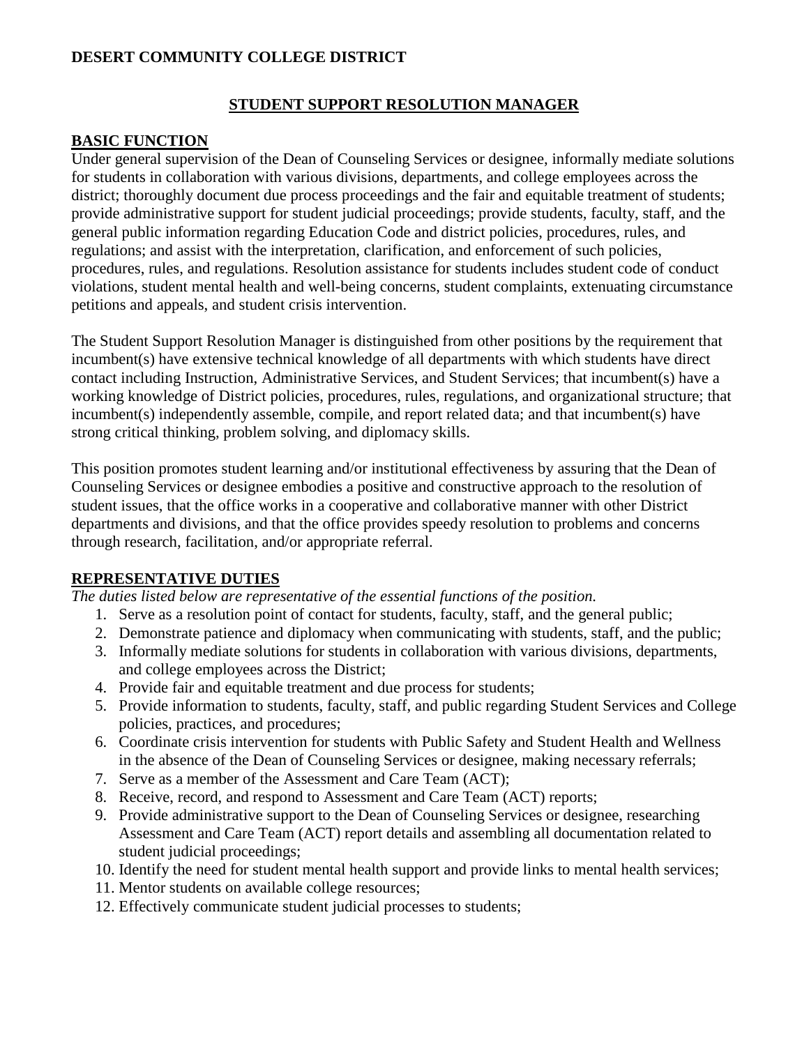**DESERT COMMUNITY COLLEGE DISTRICT**

# STUDENT SUPPORT RESOLUTION MANAGER

## BASIC FUNCTION

Under general supervision of the Dean of Counseling Services or designee, informally mediate solutions for students in collaboration with various divisions, departments, and college employees across the district; thoroughly document due process proceedings and the fair and equitable treatment of students; provide administrative support for student judicial proceedings; provide students, faculty, staff, and the general public information regarding Education Code and district policies, procedures, rules, and regulations; and assist with the interpretation, clarification, and enforcement of such policies, procedures, rules, and regulations. Resolution assistance for students includes student code of conduct violations, student mental health and well-being concerns, student complaints, extenuating circumstance petitions and appeals, and student crisis intervention.

The Student Support Resolution Manager is distinguished from other positions by the requirement that incumbent(s) have extensive technical knowledge of all departments with which students have direct contact including Instruction, Administrative Services, and Student Services; that incumbent(s) have a working knowledge of District policies, procedures, rules, regulations, and organizational structure; that incumbent(s) independently assemble, compile, and report related data; and that incumbent(s) have strong critical thinking, problem solving, and diplomacy skills.

This position promotes student learning and/or institutional effectiveness by assuring that the Dean of Counseling Services or designee embodies a positive and constructive approach to the resolution of student issues, that the office works in a cooperative and collaborative manner with other District departments and divisions, and that the office provides speedy resolution to problems and concerns through research, facilitation, and/or appropriate referral.

## REPRESENTATIVE DUTIES

*The duties listed below are representative of the essential functions of the position.*

1. Serve as a resolution point of contact for students, faculty, staff, and the general public;
2. Demonstrate patience and diplomacy when communicating with students, staff, and the public;
3. Informally mediate solutions for students in collaboration with various divisions, departments, and college employees across the District;
4. Provide fair and equitable treatment and due process for students;
5. Provide information to students, faculty, staff, and public regarding Student Services and College policies, practices, and procedures;
6. Coordinate crisis intervention for students with Public Safety and Student Health and Wellness in the absence of the Dean of Counseling Services or designee, making necessary referrals;
7. Serve as a member of the Assessment and Care Team (ACT);
8. Receive, record, and respond to Assessment and Care Team (ACT) reports;
9. Provide administrative support to the Dean of Counseling Services or designee, researching Assessment and Care Team (ACT) report details and assembling all documentation related to student judicial proceedings;
10. Identify the need for student mental health support and provide links to mental health services;
11. Mentor students on available college resources;
12. Effectively communicate student judicial processes to students;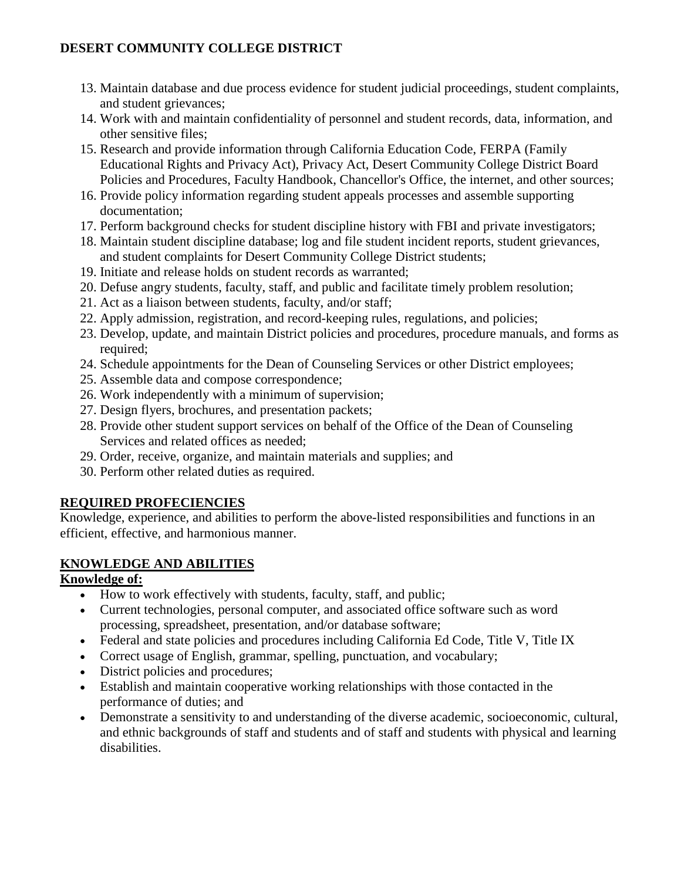13. Maintain database and due process evidence for student judicial proceedings, student complaints, and student grievances;
14. Work with and maintain confidentiality of personnel and student records, data, information, and other sensitive files;
15. Research and provide information through California Education Code, FERPA (Family Educational Rights and Privacy Act), Privacy Act, Desert Community College District Board Policies and Procedures, Faculty Handbook, Chancellor's Office, the internet, and other sources;
16. Provide policy information regarding student appeals processes and assemble supporting documentation;
17. Perform background checks for student discipline history with FBI and private investigators;
18. Maintain student discipline database; log and file student incident reports, student grievances, and student complaints for Desert Community College District students;
19. Initiate and release holds on student records as warranted;
20. Defuse angry students, faculty, staff, and public and facilitate timely problem resolution;
21. Act as a liaison between students, faculty, and/or staff;
22. Apply admission, registration, and record-keeping rules, regulations, and policies;
23. Develop, update, and maintain District policies and procedures, procedure manuals, and forms as required;
24. Schedule appointments for the Dean of Counseling Services or other District employees;
25. Assemble data and compose correspondence;
26. Work independently with a minimum of supervision;
27. Design flyers, brochures, and presentation packets;
28. Provide other student support services on behalf of the Office of the Dean of Counseling Services and related offices as needed;
29. Order, receive, organize, and maintain materials and supplies; and
30. Perform other related duties as required.

## REQUIRED PROFECIENCIES

Knowledge, experience, and abilities to perform the above-listed responsibilities and functions in an efficient, effective, and harmonious manner.

## KNOWLEDGE AND ABILITIES

**Knowledge of:**

- How to work effectively with students, faculty, staff, and public;
- Current technologies, personal computer, and associated office software such as word processing, spreadsheet, presentation, and/or database software;
- Federal and state policies and procedures including California Ed Code, Title V, Title IX
- Correct usage of English, grammar, spelling, punctuation, and vocabulary;
- District policies and procedures;
- Establish and maintain cooperative working relationships with those contacted in the performance of duties; and
- Demonstrate a sensitivity to and understanding of the diverse academic, socioeconomic, cultural, and ethnic backgrounds of staff and students and of staff and students with physical and learning disabilities.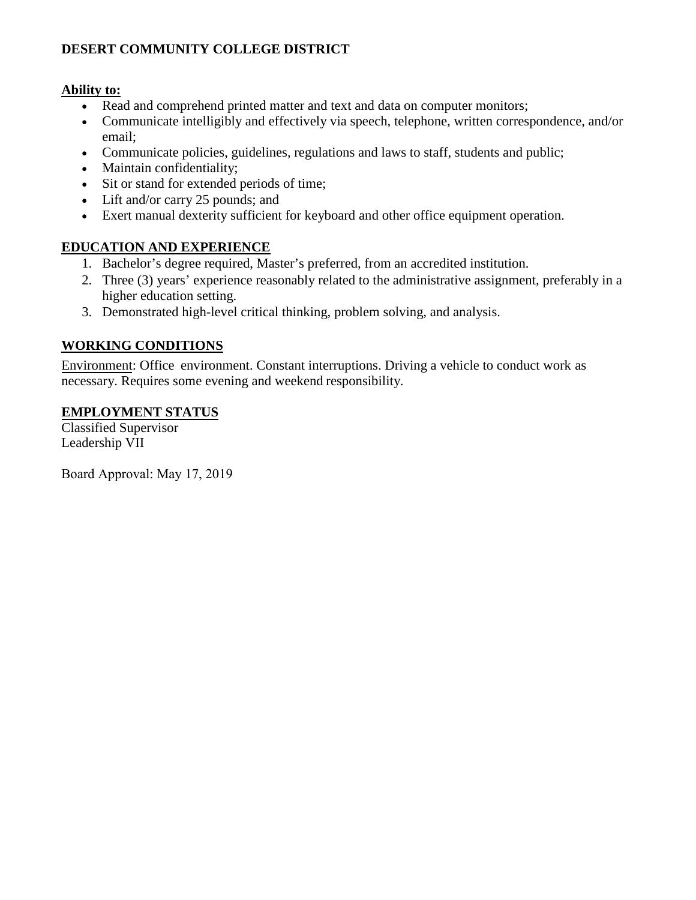**Ability to:**

- Read and comprehend printed matter and text and data on computer monitors;
- Communicate intelligibly and effectively via speech, telephone, written correspondence, and/or email;
- Communicate policies, guidelines, regulations and laws to staff, students and public;
- Maintain confidentiality;
- Sit or stand for extended periods of time;
- Lift and/or carry 25 pounds; and
- Exert manual dexterity sufficient for keyboard and other office equipment operation.

## EDUCATION AND EXPERIENCE

1. Bachelor's degree required, Master's preferred, from an accredited institution.
2. Three (3) years' experience reasonably related to the administrative assignment, preferably in a higher education setting.
3. Demonstrated high-level critical thinking, problem solving, and analysis.

## WORKING CONDITIONS

Environment: Office environment. Constant interruptions. Driving a vehicle to conduct work as necessary. Requires some evening and weekend responsibility.

## EMPLOYMENT STATUS

Classified Supervisor
Leadership VII

Board Approval: May 17, 2019